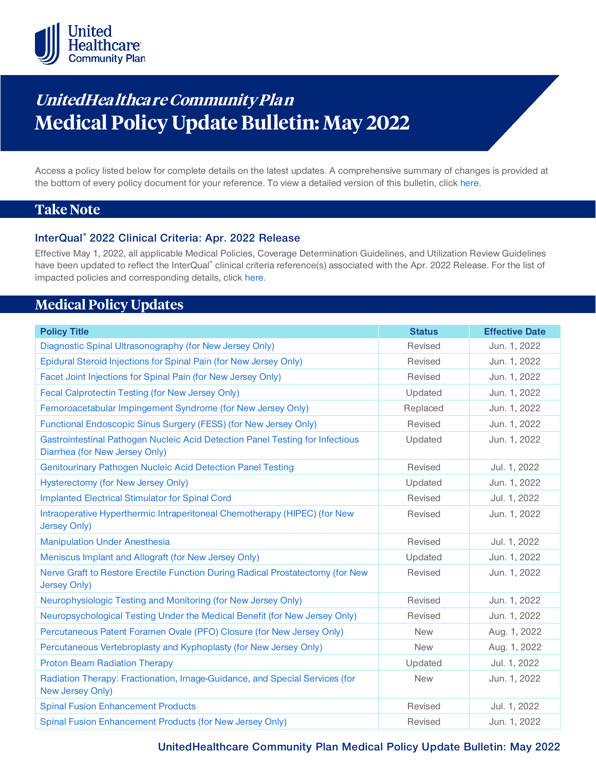# *UnitedHealthcare Community Plan*
# Medical Policy Update Bulletin: May 2022

Access a policy listed below for complete details on the latest updates. A comprehensive summary of changes is provided at the bottom of every policy document for your reference. To view a detailed version of this bulletin, click here.

## Take Note

### InterQual® 2022 Clinical Criteria: Apr. 2022 Release

Effective May 1, 2022, all applicable Medical Policies, Coverage Determination Guidelines, and Utilization Review Guidelines have been updated to reflect the InterQual® clinical criteria reference(s) associated with the Apr. 2022 Release. For the list of impacted policies and corresponding details, click here.

## Medical Policy Updates

| Policy Title | Status | Effective Date |
|---|---|---|
| Diagnostic Spinal Ultrasonography (for New Jersey Only) | Revised | Jun. 1, 2022 |
| Epidural Steroid Injections for Spinal Pain (for New Jersey Only) | Revised | Jun. 1, 2022 |
| Facet Joint Injections for Spinal Pain (for New Jersey Only) | Revised | Jun. 1, 2022 |
| Fecal Calprotectin Testing (for New Jersey Only) | Updated | Jun. 1, 2022 |
| Femoroacetabular Impingement Syndrome (for New Jersey Only) | Replaced | Jun. 1, 2022 |
| Functional Endoscopic Sinus Surgery (FESS) (for New Jersey Only) | Revised | Jun. 1, 2022 |
| Gastrointestinal Pathogen Nucleic Acid Detection Panel Testing for Infectious Diarrhea (for New Jersey Only) | Updated | Jun. 1, 2022 |
| Genitourinary Pathogen Nucleic Acid Detection Panel Testing | Revised | Jul. 1, 2022 |
| Hysterectomy (for New Jersey Only) | Updated | Jun. 1, 2022 |
| Implanted Electrical Stimulator for Spinal Cord | Revised | Jul. 1, 2022 |
| Intraoperative Hyperthermic Intraperitoneal Chemotherapy (HIPEC) (for New Jersey Only) | Revised | Jun. 1, 2022 |
| Manipulation Under Anesthesia | Revised | Jul. 1, 2022 |
| Meniscus Implant and Allograft (for New Jersey Only) | Updated | Jun. 1, 2022 |
| Nerve Graft to Restore Erectile Function During Radical Prostatectomy (for New Jersey Only) | Revised | Jun. 1, 2022 |
| Neurophysiologic Testing and Monitoring (for New Jersey Only) | Revised | Jun. 1, 2022 |
| Neuropsychological Testing Under the Medical Benefit (for New Jersey Only) | Revised | Jun. 1, 2022 |
| Percutaneous Patent Foramen Ovale (PFO) Closure (for New Jersey Only) | New | Aug. 1, 2022 |
| Percutaneous Vertebroplasty and Kyphoplasty (for New Jersey Only) | New | Aug. 1, 2022 |
| Proton Beam Radiation Therapy | Updated | Jul. 1, 2022 |
| Radiation Therapy: Fractionation, Image-Guidance, and Special Services (for New Jersey Only) | New | Jun. 1, 2022 |
| Spinal Fusion Enhancement Products | Revised | Jul. 1, 2022 |
| Spinal Fusion Enhancement Products (for New Jersey Only) | Revised | Jun. 1, 2022 |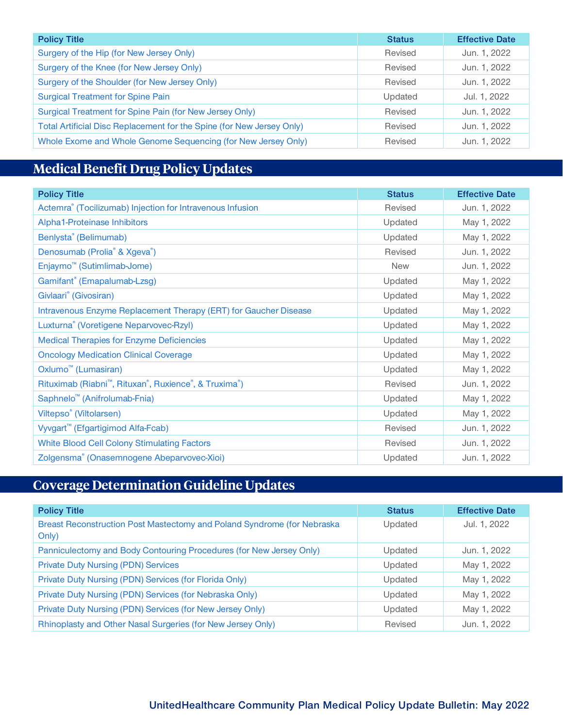| Policy Title | Status | Effective Date |
|---|---|---|
| Surgery of the Hip (for New Jersey Only) | Revised | Jun. 1, 2022 |
| Surgery of the Knee (for New Jersey Only) | Revised | Jun. 1, 2022 |
| Surgery of the Shoulder (for New Jersey Only) | Revised | Jun. 1, 2022 |
| Surgical Treatment for Spine Pain | Updated | Jul. 1, 2022 |
| Surgical Treatment for Spine Pain (for New Jersey Only) | Revised | Jun. 1, 2022 |
| Total Artificial Disc Replacement for the Spine (for New Jersey Only) | Revised | Jun. 1, 2022 |
| Whole Exome and Whole Genome Sequencing (for New Jersey Only) | Revised | Jun. 1, 2022 |

## Medical Benefit Drug Policy Updates

| Policy Title | Status | Effective Date |
|---|---|---|
| Actemra® (Tocilizumab) Injection for Intravenous Infusion | Revised | Jun. 1, 2022 |
| Alpha1-Proteinase Inhibitors | Updated | May 1, 2022 |
| Benlysta® (Belimumab) | Updated | May 1, 2022 |
| Denosumab (Prolia® & Xgeva®) | Revised | Jun. 1, 2022 |
| Enjaymo™ (Sutimlimab-Jome) | New | Jun. 1, 2022 |
| Gamifant® (Emapalumab-Lzsg) | Updated | May 1, 2022 |
| Givlaari® (Givosiran) | Updated | May 1, 2022 |
| Intravenous Enzyme Replacement Therapy (ERT) for Gaucher Disease | Updated | May 1, 2022 |
| Luxturna® (Voretigene Neparvovec-Rzyl) | Updated | May 1, 2022 |
| Medical Therapies for Enzyme Deficiencies | Updated | May 1, 2022 |
| Oncology Medication Clinical Coverage | Updated | May 1, 2022 |
| Oxlumo™ (Lumasiran) | Updated | May 1, 2022 |
| Rituximab (Riabni™, Rituxan®, Ruxience®, & Truxima®) | Revised | Jun. 1, 2022 |
| Saphnelo™ (Anifrolumab-Fnia) | Updated | May 1, 2022 |
| Viltepso® (Viltolarsen) | Updated | May 1, 2022 |
| Vyvgart™ (Efgartigimod Alfa-Fcab) | Revised | Jun. 1, 2022 |
| White Blood Cell Colony Stimulating Factors | Revised | Jun. 1, 2022 |
| Zolgensma® (Onasemnogene Abeparvovec-Xioi) | Updated | Jun. 1, 2022 |

## Coverage Determination Guideline Updates

| Policy Title | Status | Effective Date |
|---|---|---|
| Breast Reconstruction Post Mastectomy and Poland Syndrome (for Nebraska Only) | Updated | Jul. 1, 2022 |
| Panniculectomy and Body Contouring Procedures (for New Jersey Only) | Updated | Jun. 1, 2022 |
| Private Duty Nursing (PDN) Services | Updated | May 1, 2022 |
| Private Duty Nursing (PDN) Services (for Florida Only) | Updated | May 1, 2022 |
| Private Duty Nursing (PDN) Services (for Nebraska Only) | Updated | May 1, 2022 |
| Private Duty Nursing (PDN) Services (for New Jersey Only) | Updated | May 1, 2022 |
| Rhinoplasty and Other Nasal Surgeries (for New Jersey Only) | Revised | Jun. 1, 2022 |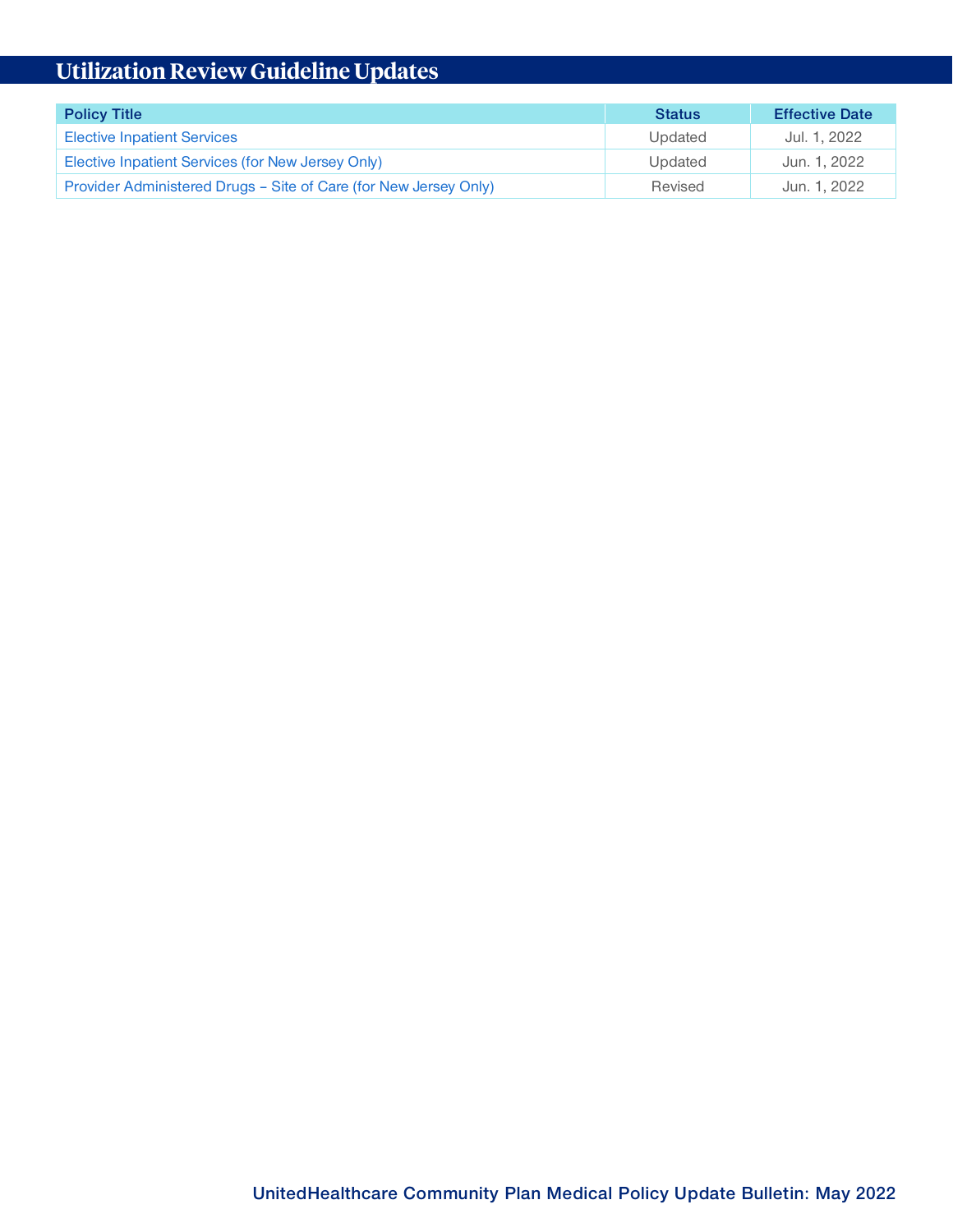## Utilization Review Guideline Updates

| Policy Title | Status | Effective Date |
|---|---|---|
| Elective Inpatient Services | Updated | Jul. 1, 2022 |
| Elective Inpatient Services (for New Jersey Only) | Updated | Jun. 1, 2022 |
| Provider Administered Drugs – Site of Care (for New Jersey Only) | Revised | Jun. 1, 2022 |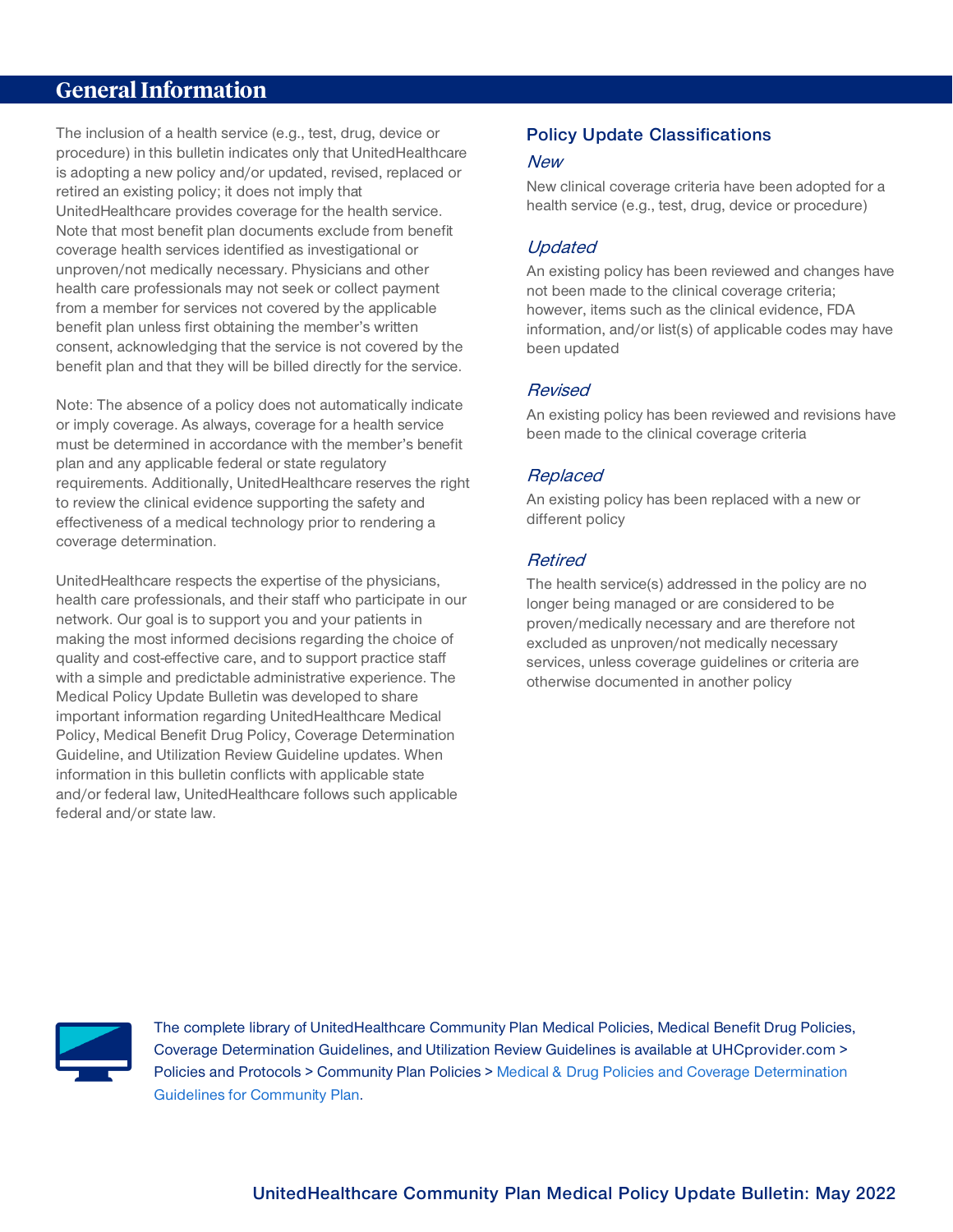# General Information

The inclusion of a health service (e.g., test, drug, device or procedure) in this bulletin indicates only that UnitedHealthcare is adopting a new policy and/or updated, revised, replaced or retired an existing policy; it does not imply that UnitedHealthcare provides coverage for the health service. Note that most benefit plan documents exclude from benefit coverage health services identified as investigational or unproven/not medically necessary. Physicians and other health care professionals may not seek or collect payment from a member for services not covered by the applicable benefit plan unless first obtaining the member's written consent, acknowledging that the service is not covered by the benefit plan and that they will be billed directly for the service.

Note: The absence of a policy does not automatically indicate or imply coverage. As always, coverage for a health service must be determined in accordance with the member's benefit plan and any applicable federal or state regulatory requirements. Additionally, UnitedHealthcare reserves the right to review the clinical evidence supporting the safety and effectiveness of a medical technology prior to rendering a coverage determination.

UnitedHealthcare respects the expertise of the physicians, health care professionals, and their staff who participate in our network. Our goal is to support you and your patients in making the most informed decisions regarding the choice of quality and cost-effective care, and to support practice staff with a simple and predictable administrative experience. The Medical Policy Update Bulletin was developed to share important information regarding UnitedHealthcare Medical Policy, Medical Benefit Drug Policy, Coverage Determination Guideline, and Utilization Review Guideline updates. When information in this bulletin conflicts with applicable state and/or federal law, UnitedHealthcare follows such applicable federal and/or state law.

## Policy Update Classifications

### *New*

New clinical coverage criteria have been adopted for a health service (e.g., test, drug, device or procedure)

### *Updated*

An existing policy has been reviewed and changes have not been made to the clinical coverage criteria; however, items such as the clinical evidence, FDA information, and/or list(s) of applicable codes may have been updated

### *Revised*

An existing policy has been reviewed and revisions have been made to the clinical coverage criteria

### *Replaced*

An existing policy has been replaced with a new or different policy

### *Retired*

The health service(s) addressed in the policy are no longer being managed or are considered to be proven/medically necessary and are therefore not excluded as unproven/not medically necessary services, unless coverage guidelines or criteria are otherwise documented in another policy

The complete library of UnitedHealthcare Community Plan Medical Policies, Medical Benefit Drug Policies, Coverage Determination Guidelines, and Utilization Review Guidelines is available at UHCprovider.com > Policies and Protocols > Community Plan Policies > Medical & Drug Policies and Coverage Determination Guidelines for Community Plan.